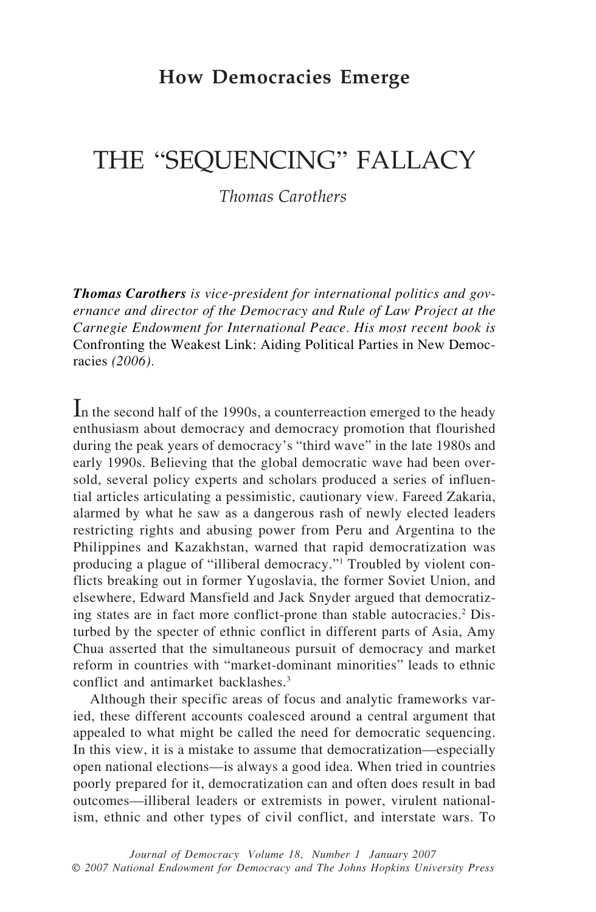## How Democracies Emerge

# THE "SEQUENCING" FALLACY

*Thomas Carothers*

***Thomas Carothers*** *is vice-president for international politics and governance and director of the Democracy and Rule of Law Project at the Carnegie Endowment for International Peace. His most recent book is* Confronting the Weakest Link: Aiding Political Parties in New Democracies *(2006).*

In the second half of the 1990s, a counterreaction emerged to the heady enthusiasm about democracy and democracy promotion that flourished during the peak years of democracy's "third wave" in the late 1980s and early 1990s. Believing that the global democratic wave had been oversold, several policy experts and scholars produced a series of influential articles articulating a pessimistic, cautionary view. Fareed Zakaria, alarmed by what he saw as a dangerous rash of newly elected leaders restricting rights and abusing power from Peru and Argentina to the Philippines and Kazakhstan, warned that rapid democratization was producing a plague of "illiberal democracy."[1] Troubled by violent conflicts breaking out in former Yugoslavia, the former Soviet Union, and elsewhere, Edward Mansfield and Jack Snyder argued that democratizing states are in fact more conflict-prone than stable autocracies.[2] Disturbed by the specter of ethnic conflict in different parts of Asia, Amy Chua asserted that the simultaneous pursuit of democracy and market reform in countries with "market-dominant minorities" leads to ethnic conflict and antimarket backlashes.[3]

Although their specific areas of focus and analytic frameworks varied, these different accounts coalesced around a central argument that appealed to what might be called the need for democratic sequencing. In this view, it is a mistake to assume that democratization—especially open national elections—is always a good idea. When tried in countries poorly prepared for it, democratization can and often does result in bad outcomes—illiberal leaders or extremists in power, virulent nationalism, ethnic and other types of civil conflict, and interstate wars. To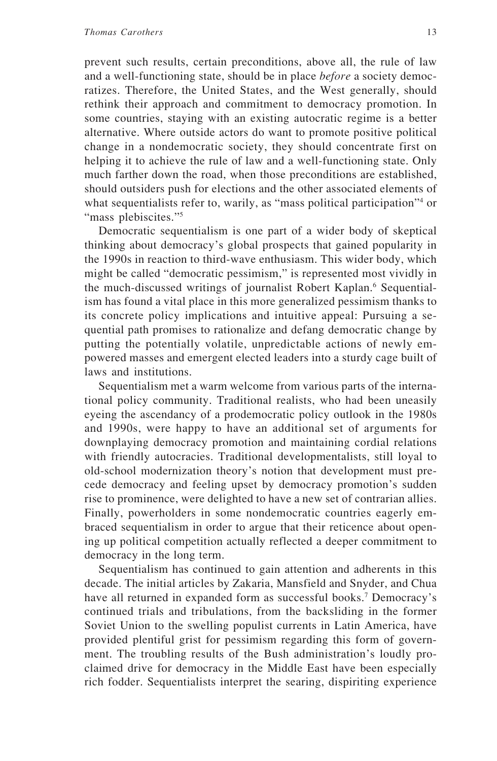prevent such results, certain preconditions, above all, the rule of law and a well-functioning state, should be in place *before* a society democratizes. Therefore, the United States, and the West generally, should rethink their approach and commitment to democracy promotion. In some countries, staying with an existing autocratic regime is a better alternative. Where outside actors do want to promote positive political change in a nondemocratic society, they should concentrate first on helping it to achieve the rule of law and a well-functioning state. Only much farther down the road, when those preconditions are established, should outsiders push for elections and the other associated elements of what sequentialists refer to, warily, as "mass political participation"[4] or "mass plebiscites."[5]

Democratic sequentialism is one part of a wider body of skeptical thinking about democracy's global prospects that gained popularity in the 1990s in reaction to third-wave enthusiasm. This wider body, which might be called "democratic pessimism," is represented most vividly in the much-discussed writings of journalist Robert Kaplan.[6] Sequentialism has found a vital place in this more generalized pessimism thanks to its concrete policy implications and intuitive appeal: Pursuing a sequential path promises to rationalize and defang democratic change by putting the potentially volatile, unpredictable actions of newly empowered masses and emergent elected leaders into a sturdy cage built of laws and institutions.

Sequentialism met a warm welcome from various parts of the international policy community. Traditional realists, who had been uneasily eyeing the ascendancy of a prodemocratic policy outlook in the 1980s and 1990s, were happy to have an additional set of arguments for downplaying democracy promotion and maintaining cordial relations with friendly autocracies. Traditional developmentalists, still loyal to old-school modernization theory's notion that development must precede democracy and feeling upset by democracy promotion's sudden rise to prominence, were delighted to have a new set of contrarian allies. Finally, powerholders in some nondemocratic countries eagerly embraced sequentialism in order to argue that their reticence about opening up political competition actually reflected a deeper commitment to democracy in the long term.

Sequentialism has continued to gain attention and adherents in this decade. The initial articles by Zakaria, Mansfield and Snyder, and Chua have all returned in expanded form as successful books.[7] Democracy's continued trials and tribulations, from the backsliding in the former Soviet Union to the swelling populist currents in Latin America, have provided plentiful grist for pessimism regarding this form of government. The troubling results of the Bush administration's loudly proclaimed drive for democracy in the Middle East have been especially rich fodder. Sequentialists interpret the searing, dispiriting experience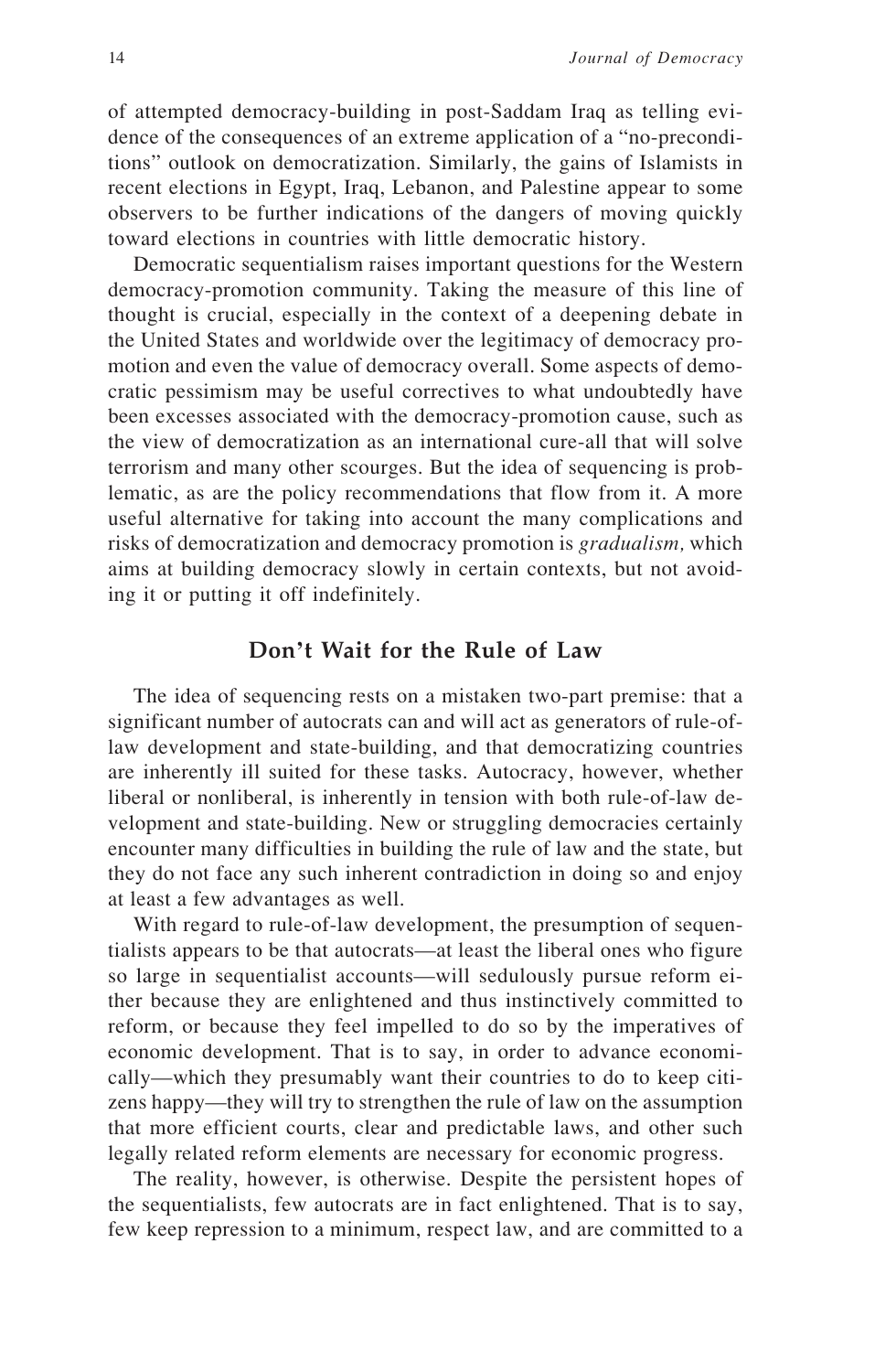of attempted democracy-building in post-Saddam Iraq as telling evidence of the consequences of an extreme application of a "no-preconditions" outlook on democratization. Similarly, the gains of Islamists in recent elections in Egypt, Iraq, Lebanon, and Palestine appear to some observers to be further indications of the dangers of moving quickly toward elections in countries with little democratic history.

Democratic sequentialism raises important questions for the Western democracy-promotion community. Taking the measure of this line of thought is crucial, especially in the context of a deepening debate in the United States and worldwide over the legitimacy of democracy promotion and even the value of democracy overall. Some aspects of democratic pessimism may be useful correctives to what undoubtedly have been excesses associated with the democracy-promotion cause, such as the view of democratization as an international cure-all that will solve terrorism and many other scourges. But the idea of sequencing is problematic, as are the policy recommendations that flow from it. A more useful alternative for taking into account the many complications and risks of democratization and democracy promotion is *gradualism,* which aims at building democracy slowly in certain contexts, but not avoiding it or putting it off indefinitely.

## Don't Wait for the Rule of Law

The idea of sequencing rests on a mistaken two-part premise: that a significant number of autocrats can and will act as generators of rule-of-law development and state-building, and that democratizing countries are inherently ill suited for these tasks. Autocracy, however, whether liberal or nonliberal, is inherently in tension with both rule-of-law development and state-building. New or struggling democracies certainly encounter many difficulties in building the rule of law and the state, but they do not face any such inherent contradiction in doing so and enjoy at least a few advantages as well.

With regard to rule-of-law development, the presumption of sequentialists appears to be that autocrats—at least the liberal ones who figure so large in sequentialist accounts—will sedulously pursue reform either because they are enlightened and thus instinctively committed to reform, or because they feel impelled to do so by the imperatives of economic development. That is to say, in order to advance economically—which they presumably want their countries to do to keep citizens happy—they will try to strengthen the rule of law on the assumption that more efficient courts, clear and predictable laws, and other such legally related reform elements are necessary for economic progress.

The reality, however, is otherwise. Despite the persistent hopes of the sequentialists, few autocrats are in fact enlightened. That is to say, few keep repression to a minimum, respect law, and are committed to a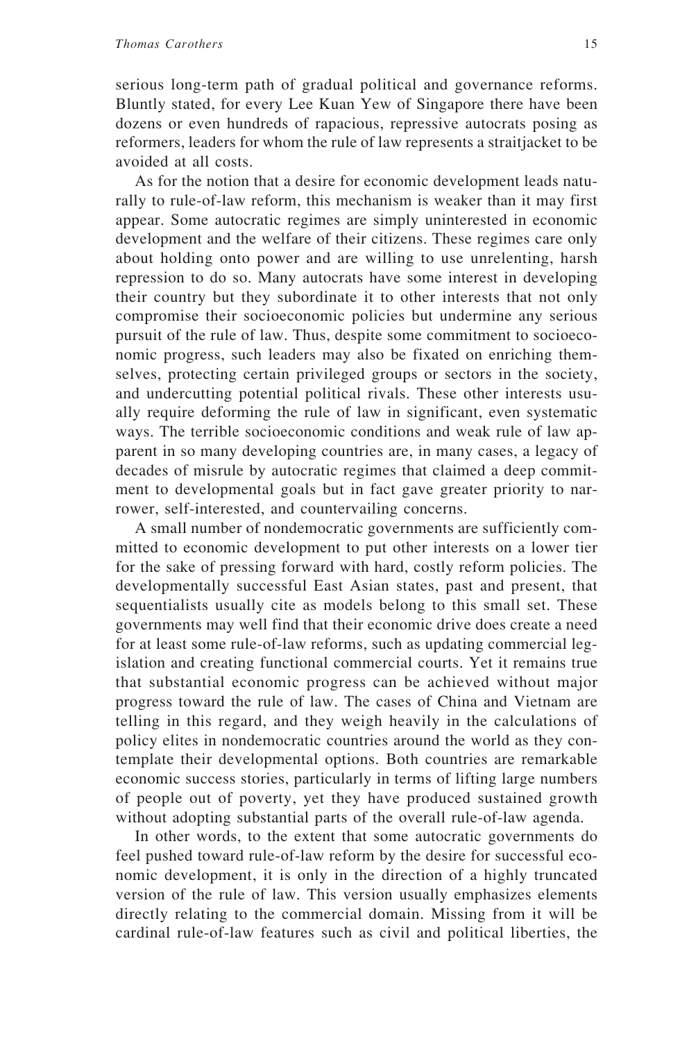serious long-term path of gradual political and governance reforms. Bluntly stated, for every Lee Kuan Yew of Singapore there have been dozens or even hundreds of rapacious, repressive autocrats posing as reformers, leaders for whom the rule of law represents a straitjacket to be avoided at all costs.

As for the notion that a desire for economic development leads naturally to rule-of-law reform, this mechanism is weaker than it may first appear. Some autocratic regimes are simply uninterested in economic development and the welfare of their citizens. These regimes care only about holding onto power and are willing to use unrelenting, harsh repression to do so. Many autocrats have some interest in developing their country but they subordinate it to other interests that not only compromise their socioeconomic policies but undermine any serious pursuit of the rule of law. Thus, despite some commitment to socioeconomic progress, such leaders may also be fixated on enriching themselves, protecting certain privileged groups or sectors in the society, and undercutting potential political rivals. These other interests usually require deforming the rule of law in significant, even systematic ways. The terrible socioeconomic conditions and weak rule of law apparent in so many developing countries are, in many cases, a legacy of decades of misrule by autocratic regimes that claimed a deep commitment to developmental goals but in fact gave greater priority to narrower, self-interested, and countervailing concerns.

A small number of nondemocratic governments are sufficiently committed to economic development to put other interests on a lower tier for the sake of pressing forward with hard, costly reform policies. The developmentally successful East Asian states, past and present, that sequentialists usually cite as models belong to this small set. These governments may well find that their economic drive does create a need for at least some rule-of-law reforms, such as updating commercial legislation and creating functional commercial courts. Yet it remains true that substantial economic progress can be achieved without major progress toward the rule of law. The cases of China and Vietnam are telling in this regard, and they weigh heavily in the calculations of policy elites in nondemocratic countries around the world as they contemplate their developmental options. Both countries are remarkable economic success stories, particularly in terms of lifting large numbers of people out of poverty, yet they have produced sustained growth without adopting substantial parts of the overall rule-of-law agenda.

In other words, to the extent that some autocratic governments do feel pushed toward rule-of-law reform by the desire for successful economic development, it is only in the direction of a highly truncated version of the rule of law. This version usually emphasizes elements directly relating to the commercial domain. Missing from it will be cardinal rule-of-law features such as civil and political liberties, the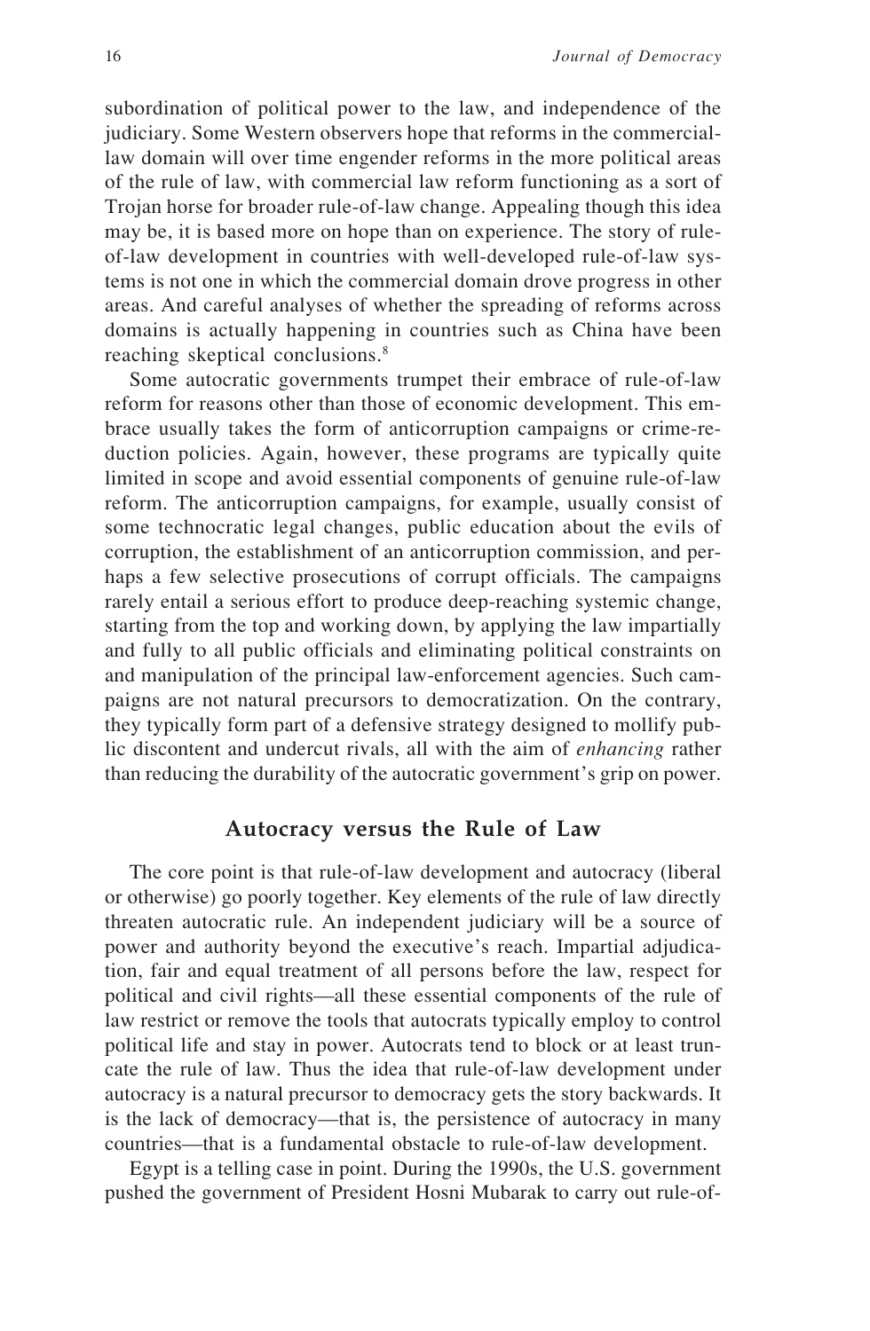subordination of political power to the law, and independence of the judiciary. Some Western observers hope that reforms in the commercial-law domain will over time engender reforms in the more political areas of the rule of law, with commercial law reform functioning as a sort of Trojan horse for broader rule-of-law change. Appealing though this idea may be, it is based more on hope than on experience. The story of rule-of-law development in countries with well-developed rule-of-law systems is not one in which the commercial domain drove progress in other areas. And careful analyses of whether the spreading of reforms across domains is actually happening in countries such as China have been reaching skeptical conclusions.[8]

Some autocratic governments trumpet their embrace of rule-of-law reform for reasons other than those of economic development. This embrace usually takes the form of anticorruption campaigns or crime-reduction policies. Again, however, these programs are typically quite limited in scope and avoid essential components of genuine rule-of-law reform. The anticorruption campaigns, for example, usually consist of some technocratic legal changes, public education about the evils of corruption, the establishment of an anticorruption commission, and perhaps a few selective prosecutions of corrupt officials. The campaigns rarely entail a serious effort to produce deep-reaching systemic change, starting from the top and working down, by applying the law impartially and fully to all public officials and eliminating political constraints on and manipulation of the principal law-enforcement agencies. Such campaigns are not natural precursors to democratization. On the contrary, they typically form part of a defensive strategy designed to mollify public discontent and undercut rivals, all with the aim of *enhancing* rather than reducing the durability of the autocratic government's grip on power.

## Autocracy versus the Rule of Law

The core point is that rule-of-law development and autocracy (liberal or otherwise) go poorly together. Key elements of the rule of law directly threaten autocratic rule. An independent judiciary will be a source of power and authority beyond the executive's reach. Impartial adjudication, fair and equal treatment of all persons before the law, respect for political and civil rights—all these essential components of the rule of law restrict or remove the tools that autocrats typically employ to control political life and stay in power. Autocrats tend to block or at least truncate the rule of law. Thus the idea that rule-of-law development under autocracy is a natural precursor to democracy gets the story backwards. It is the lack of democracy—that is, the persistence of autocracy in many countries—that is a fundamental obstacle to rule-of-law development.

Egypt is a telling case in point. During the 1990s, the U.S. government pushed the government of President Hosni Mubarak to carry out rule-of-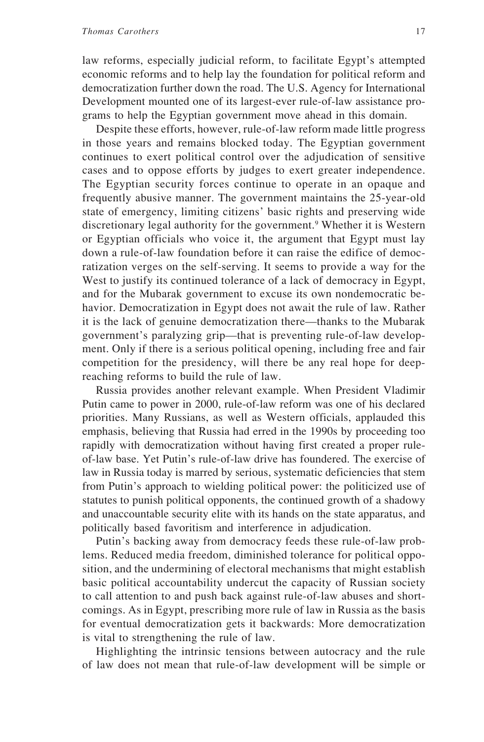law reforms, especially judicial reform, to facilitate Egypt's attempted economic reforms and to help lay the foundation for political reform and democratization further down the road. The U.S. Agency for International Development mounted one of its largest-ever rule-of-law assistance programs to help the Egyptian government move ahead in this domain.

Despite these efforts, however, rule-of-law reform made little progress in those years and remains blocked today. The Egyptian government continues to exert political control over the adjudication of sensitive cases and to oppose efforts by judges to exert greater independence. The Egyptian security forces continue to operate in an opaque and frequently abusive manner. The government maintains the 25-year-old state of emergency, limiting citizens' basic rights and preserving wide discretionary legal authority for the government.[9] Whether it is Western or Egyptian officials who voice it, the argument that Egypt must lay down a rule-of-law foundation before it can raise the edifice of democratization verges on the self-serving. It seems to provide a way for the West to justify its continued tolerance of a lack of democracy in Egypt, and for the Mubarak government to excuse its own nondemocratic behavior. Democratization in Egypt does not await the rule of law. Rather it is the lack of genuine democratization there—thanks to the Mubarak government's paralyzing grip—that is preventing rule-of-law development. Only if there is a serious political opening, including free and fair competition for the presidency, will there be any real hope for deep-reaching reforms to build the rule of law.

Russia provides another relevant example. When President Vladimir Putin came to power in 2000, rule-of-law reform was one of his declared priorities. Many Russians, as well as Western officials, applauded this emphasis, believing that Russia had erred in the 1990s by proceeding too rapidly with democratization without having first created a proper rule-of-law base. Yet Putin's rule-of-law drive has foundered. The exercise of law in Russia today is marred by serious, systematic deficiencies that stem from Putin's approach to wielding political power: the politicized use of statutes to punish political opponents, the continued growth of a shadowy and unaccountable security elite with its hands on the state apparatus, and politically based favoritism and interference in adjudication.

Putin's backing away from democracy feeds these rule-of-law problems. Reduced media freedom, diminished tolerance for political opposition, and the undermining of electoral mechanisms that might establish basic political accountability undercut the capacity of Russian society to call attention to and push back against rule-of-law abuses and shortcomings. As in Egypt, prescribing more rule of law in Russia as the basis for eventual democratization gets it backwards: More democratization is vital to strengthening the rule of law.

Highlighting the intrinsic tensions between autocracy and the rule of law does not mean that rule-of-law development will be simple or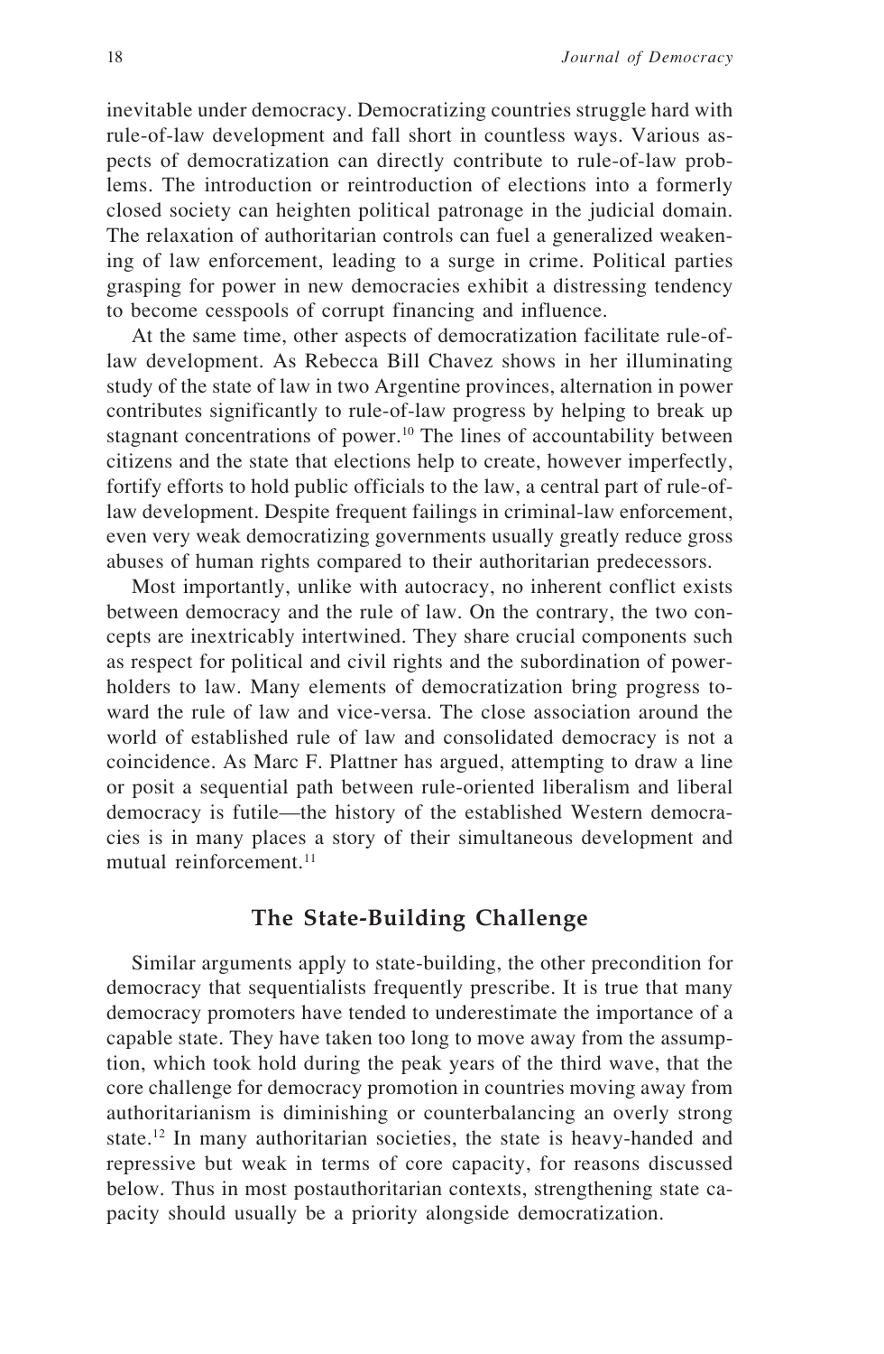inevitable under democracy. Democratizing countries struggle hard with rule-of-law development and fall short in countless ways. Various aspects of democratization can directly contribute to rule-of-law problems. The introduction or reintroduction of elections into a formerly closed society can heighten political patronage in the judicial domain. The relaxation of authoritarian controls can fuel a generalized weakening of law enforcement, leading to a surge in crime. Political parties grasping for power in new democracies exhibit a distressing tendency to become cesspools of corrupt financing and influence.

At the same time, other aspects of democratization facilitate rule-of-law development. As Rebecca Bill Chavez shows in her illuminating study of the state of law in two Argentine provinces, alternation in power contributes significantly to rule-of-law progress by helping to break up stagnant concentrations of power.[10] The lines of accountability between citizens and the state that elections help to create, however imperfectly, fortify efforts to hold public officials to the law, a central part of rule-of-law development. Despite frequent failings in criminal-law enforcement, even very weak democratizing governments usually greatly reduce gross abuses of human rights compared to their authoritarian predecessors.

Most importantly, unlike with autocracy, no inherent conflict exists between democracy and the rule of law. On the contrary, the two concepts are inextricably intertwined. They share crucial components such as respect for political and civil rights and the subordination of power-holders to law. Many elements of democratization bring progress toward the rule of law and vice-versa. The close association around the world of established rule of law and consolidated democracy is not a coincidence. As Marc F. Plattner has argued, attempting to draw a line or posit a sequential path between rule-oriented liberalism and liberal democracy is futile—the history of the established Western democracies is in many places a story of their simultaneous development and mutual reinforcement.[11]

## The State-Building Challenge

Similar arguments apply to state-building, the other precondition for democracy that sequentialists frequently prescribe. It is true that many democracy promoters have tended to underestimate the importance of a capable state. They have taken too long to move away from the assumption, which took hold during the peak years of the third wave, that the core challenge for democracy promotion in countries moving away from authoritarianism is diminishing or counterbalancing an overly strong state.[12] In many authoritarian societies, the state is heavy-handed and repressive but weak in terms of core capacity, for reasons discussed below. Thus in most postauthoritarian contexts, strengthening state capacity should usually be a priority alongside democratization.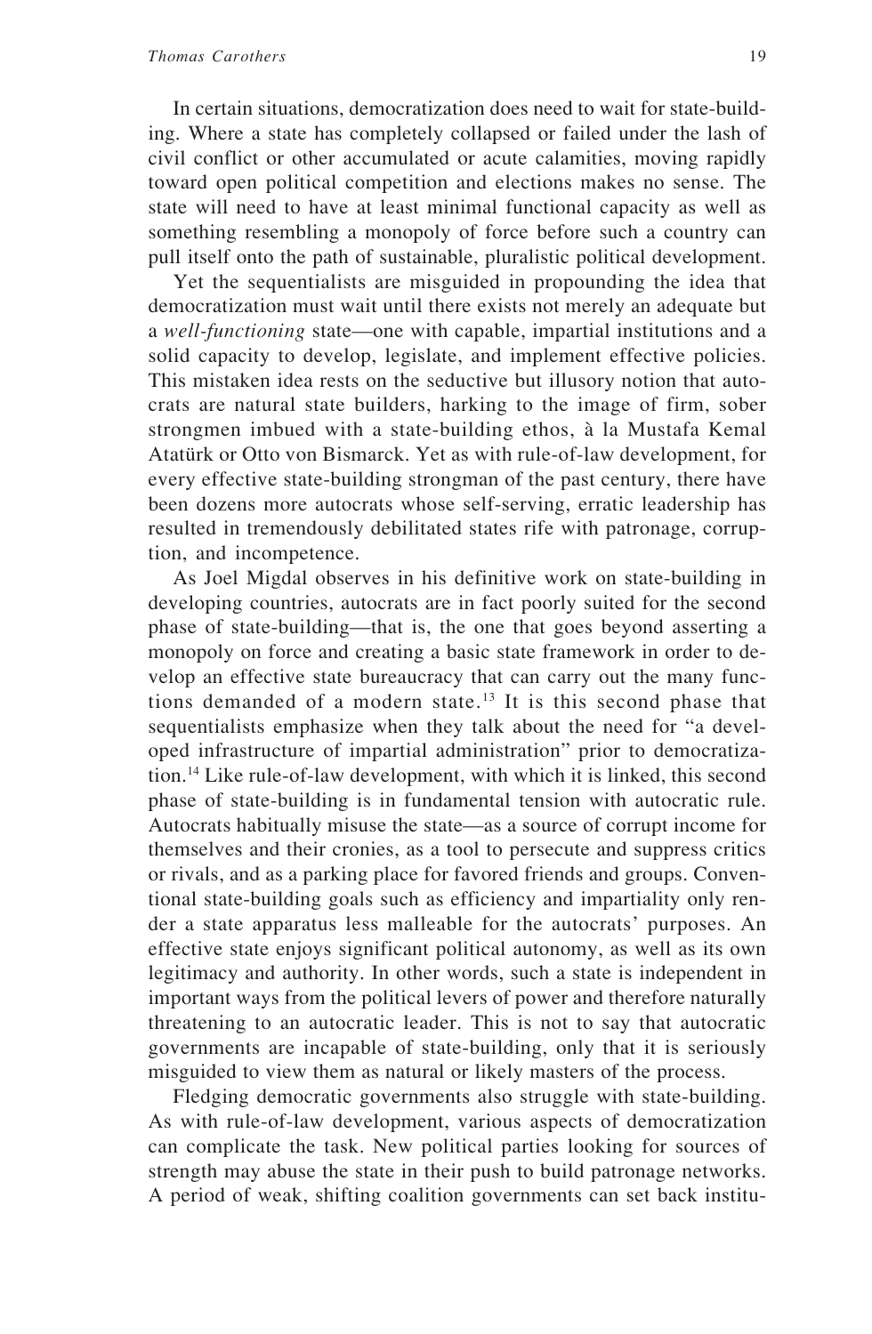In certain situations, democratization does need to wait for state-building. Where a state has completely collapsed or failed under the lash of civil conflict or other accumulated or acute calamities, moving rapidly toward open political competition and elections makes no sense. The state will need to have at least minimal functional capacity as well as something resembling a monopoly of force before such a country can pull itself onto the path of sustainable, pluralistic political development.

Yet the sequentialists are misguided in propounding the idea that democratization must wait until there exists not merely an adequate but a *well-functioning* state—one with capable, impartial institutions and a solid capacity to develop, legislate, and implement effective policies. This mistaken idea rests on the seductive but illusory notion that autocrats are natural state builders, harking to the image of firm, sober strongmen imbued with a state-building ethos, à la Mustafa Kemal Atatürk or Otto von Bismarck. Yet as with rule-of-law development, for every effective state-building strongman of the past century, there have been dozens more autocrats whose self-serving, erratic leadership has resulted in tremendously debilitated states rife with patronage, corruption, and incompetence.

As Joel Migdal observes in his definitive work on state-building in developing countries, autocrats are in fact poorly suited for the second phase of state-building—that is, the one that goes beyond asserting a monopoly on force and creating a basic state framework in order to develop an effective state bureaucracy that can carry out the many functions demanded of a modern state.[13] It is this second phase that sequentialists emphasize when they talk about the need for "a developed infrastructure of impartial administration" prior to democratization.[14] Like rule-of-law development, with which it is linked, this second phase of state-building is in fundamental tension with autocratic rule. Autocrats habitually misuse the state—as a source of corrupt income for themselves and their cronies, as a tool to persecute and suppress critics or rivals, and as a parking place for favored friends and groups. Conventional state-building goals such as efficiency and impartiality only render a state apparatus less malleable for the autocrats' purposes. An effective state enjoys significant political autonomy, as well as its own legitimacy and authority. In other words, such a state is independent in important ways from the political levers of power and therefore naturally threatening to an autocratic leader. This is not to say that autocratic governments are incapable of state-building, only that it is seriously misguided to view them as natural or likely masters of the process.

Fledging democratic governments also struggle with state-building. As with rule-of-law development, various aspects of democratization can complicate the task. New political parties looking for sources of strength may abuse the state in their push to build patronage networks. A period of weak, shifting coalition governments can set back institu-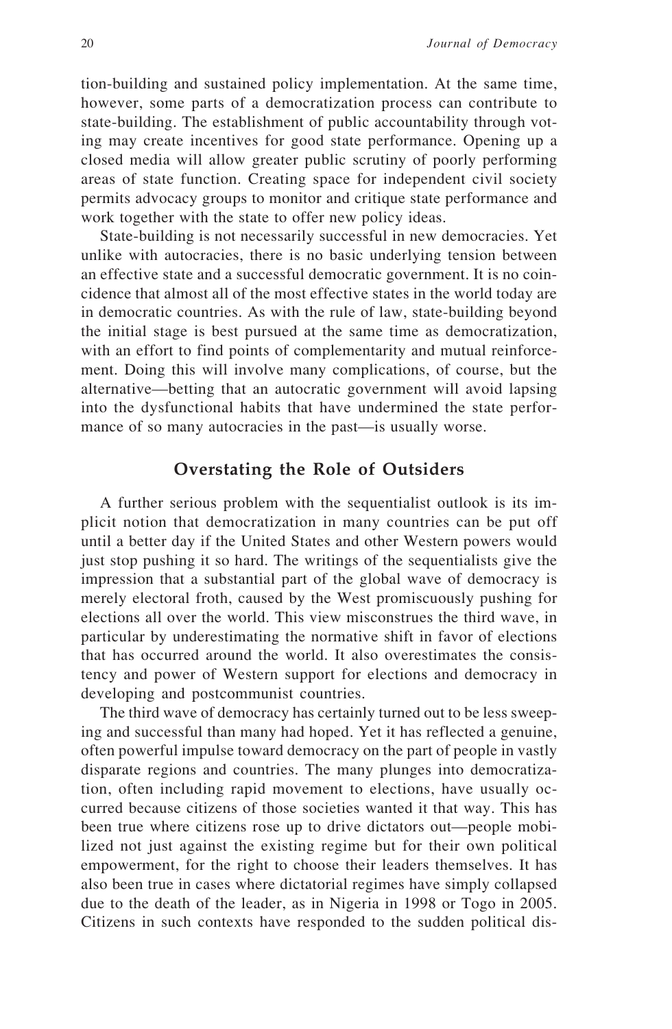tion-building and sustained policy implementation. At the same time, however, some parts of a democratization process can contribute to state-building. The establishment of public accountability through voting may create incentives for good state performance. Opening up a closed media will allow greater public scrutiny of poorly performing areas of state function. Creating space for independent civil society permits advocacy groups to monitor and critique state performance and work together with the state to offer new policy ideas.

State-building is not necessarily successful in new democracies. Yet unlike with autocracies, there is no basic underlying tension between an effective state and a successful democratic government. It is no coincidence that almost all of the most effective states in the world today are in democratic countries. As with the rule of law, state-building beyond the initial stage is best pursued at the same time as democratization, with an effort to find points of complementarity and mutual reinforcement. Doing this will involve many complications, of course, but the alternative—betting that an autocratic government will avoid lapsing into the dysfunctional habits that have undermined the state performance of so many autocracies in the past—is usually worse.

## Overstating the Role of Outsiders

A further serious problem with the sequentialist outlook is its implicit notion that democratization in many countries can be put off until a better day if the United States and other Western powers would just stop pushing it so hard. The writings of the sequentialists give the impression that a substantial part of the global wave of democracy is merely electoral froth, caused by the West promiscuously pushing for elections all over the world. This view misconstrues the third wave, in particular by underestimating the normative shift in favor of elections that has occurred around the world. It also overestimates the consistency and power of Western support for elections and democracy in developing and postcommunist countries.

The third wave of democracy has certainly turned out to be less sweeping and successful than many had hoped. Yet it has reflected a genuine, often powerful impulse toward democracy on the part of people in vastly disparate regions and countries. The many plunges into democratization, often including rapid movement to elections, have usually occurred because citizens of those societies wanted it that way. This has been true where citizens rose up to drive dictators out—people mobilized not just against the existing regime but for their own political empowerment, for the right to choose their leaders themselves. It has also been true in cases where dictatorial regimes have simply collapsed due to the death of the leader, as in Nigeria in 1998 or Togo in 2005. Citizens in such contexts have responded to the sudden political dis-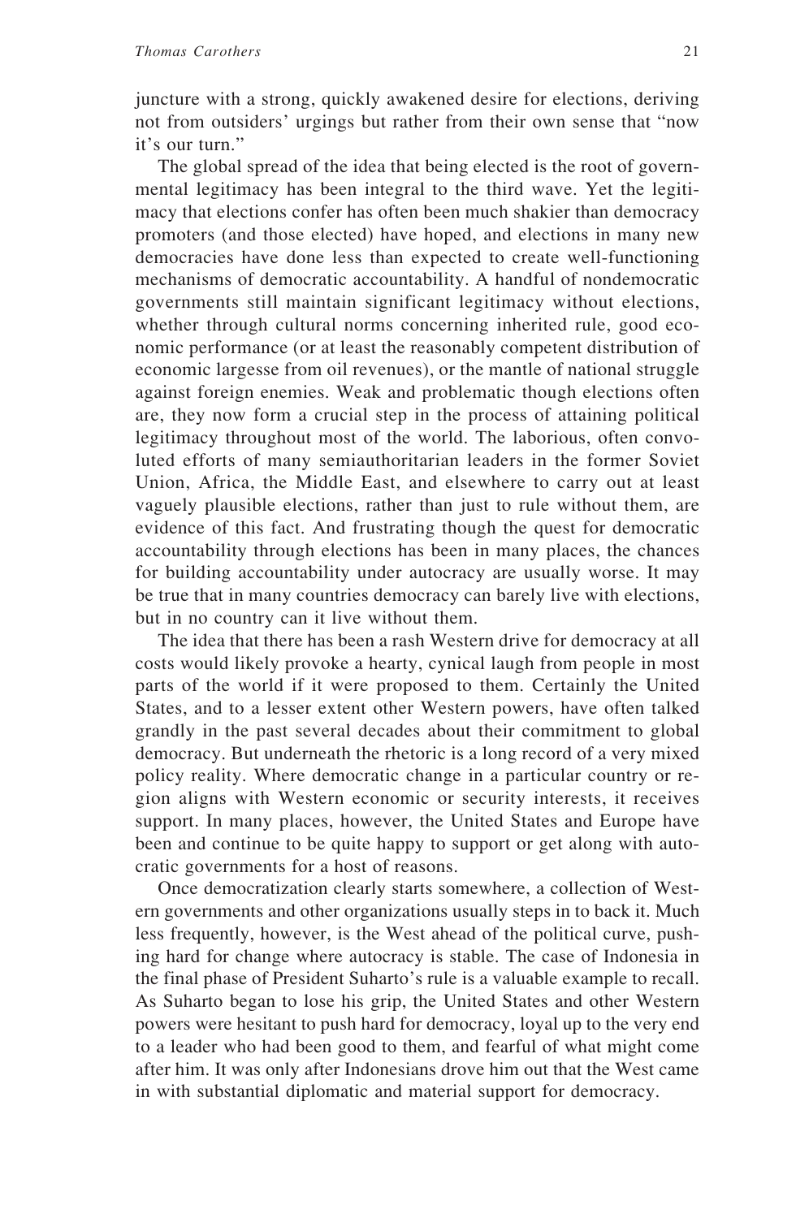juncture with a strong, quickly awakened desire for elections, deriving not from outsiders' urgings but rather from their own sense that "now it's our turn."

The global spread of the idea that being elected is the root of governmental legitimacy has been integral to the third wave. Yet the legitimacy that elections confer has often been much shakier than democracy promoters (and those elected) have hoped, and elections in many new democracies have done less than expected to create well-functioning mechanisms of democratic accountability. A handful of nondemocratic governments still maintain significant legitimacy without elections, whether through cultural norms concerning inherited rule, good economic performance (or at least the reasonably competent distribution of economic largesse from oil revenues), or the mantle of national struggle against foreign enemies. Weak and problematic though elections often are, they now form a crucial step in the process of attaining political legitimacy throughout most of the world. The laborious, often convoluted efforts of many semiauthoritarian leaders in the former Soviet Union, Africa, the Middle East, and elsewhere to carry out at least vaguely plausible elections, rather than just to rule without them, are evidence of this fact. And frustrating though the quest for democratic accountability through elections has been in many places, the chances for building accountability under autocracy are usually worse. It may be true that in many countries democracy can barely live with elections, but in no country can it live without them.

The idea that there has been a rash Western drive for democracy at all costs would likely provoke a hearty, cynical laugh from people in most parts of the world if it were proposed to them. Certainly the United States, and to a lesser extent other Western powers, have often talked grandly in the past several decades about their commitment to global democracy. But underneath the rhetoric is a long record of a very mixed policy reality. Where democratic change in a particular country or region aligns with Western economic or security interests, it receives support. In many places, however, the United States and Europe have been and continue to be quite happy to support or get along with autocratic governments for a host of reasons.

Once democratization clearly starts somewhere, a collection of Western governments and other organizations usually steps in to back it. Much less frequently, however, is the West ahead of the political curve, pushing hard for change where autocracy is stable. The case of Indonesia in the final phase of President Suharto's rule is a valuable example to recall. As Suharto began to lose his grip, the United States and other Western powers were hesitant to push hard for democracy, loyal up to the very end to a leader who had been good to them, and fearful of what might come after him. It was only after Indonesians drove him out that the West came in with substantial diplomatic and material support for democracy.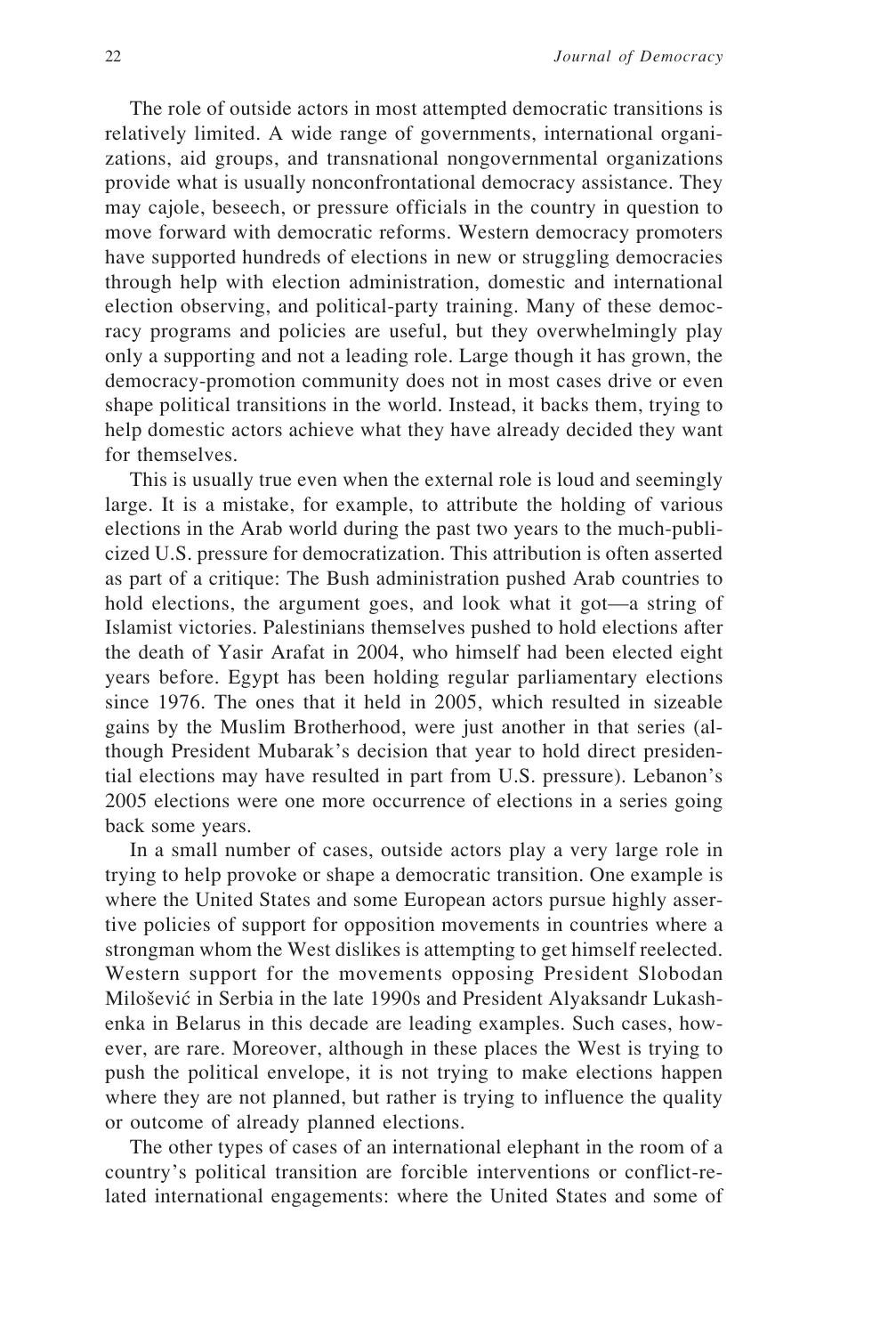The role of outside actors in most attempted democratic transitions is relatively limited. A wide range of governments, international organizations, aid groups, and transnational nongovernmental organizations provide what is usually nonconfrontational democracy assistance. They may cajole, beseech, or pressure officials in the country in question to move forward with democratic reforms. Western democracy promoters have supported hundreds of elections in new or struggling democracies through help with election administration, domestic and international election observing, and political-party training. Many of these democracy programs and policies are useful, but they overwhelmingly play only a supporting and not a leading role. Large though it has grown, the democracy-promotion community does not in most cases drive or even shape political transitions in the world. Instead, it backs them, trying to help domestic actors achieve what they have already decided they want for themselves.

This is usually true even when the external role is loud and seemingly large. It is a mistake, for example, to attribute the holding of various elections in the Arab world during the past two years to the much-publicized U.S. pressure for democratization. This attribution is often asserted as part of a critique: The Bush administration pushed Arab countries to hold elections, the argument goes, and look what it got—a string of Islamist victories. Palestinians themselves pushed to hold elections after the death of Yasir Arafat in 2004, who himself had been elected eight years before. Egypt has been holding regular parliamentary elections since 1976. The ones that it held in 2005, which resulted in sizeable gains by the Muslim Brotherhood, were just another in that series (although President Mubarak's decision that year to hold direct presidential elections may have resulted in part from U.S. pressure). Lebanon's 2005 elections were one more occurrence of elections in a series going back some years.

In a small number of cases, outside actors play a very large role in trying to help provoke or shape a democratic transition. One example is where the United States and some European actors pursue highly assertive policies of support for opposition movements in countries where a strongman whom the West dislikes is attempting to get himself reelected. Western support for the movements opposing President Slobodan Milošević in Serbia in the late 1990s and President Alyaksandr Lukashenka in Belarus in this decade are leading examples. Such cases, however, are rare. Moreover, although in these places the West is trying to push the political envelope, it is not trying to make elections happen where they are not planned, but rather is trying to influence the quality or outcome of already planned elections.

The other types of cases of an international elephant in the room of a country's political transition are forcible interventions or conflict-related international engagements: where the United States and some of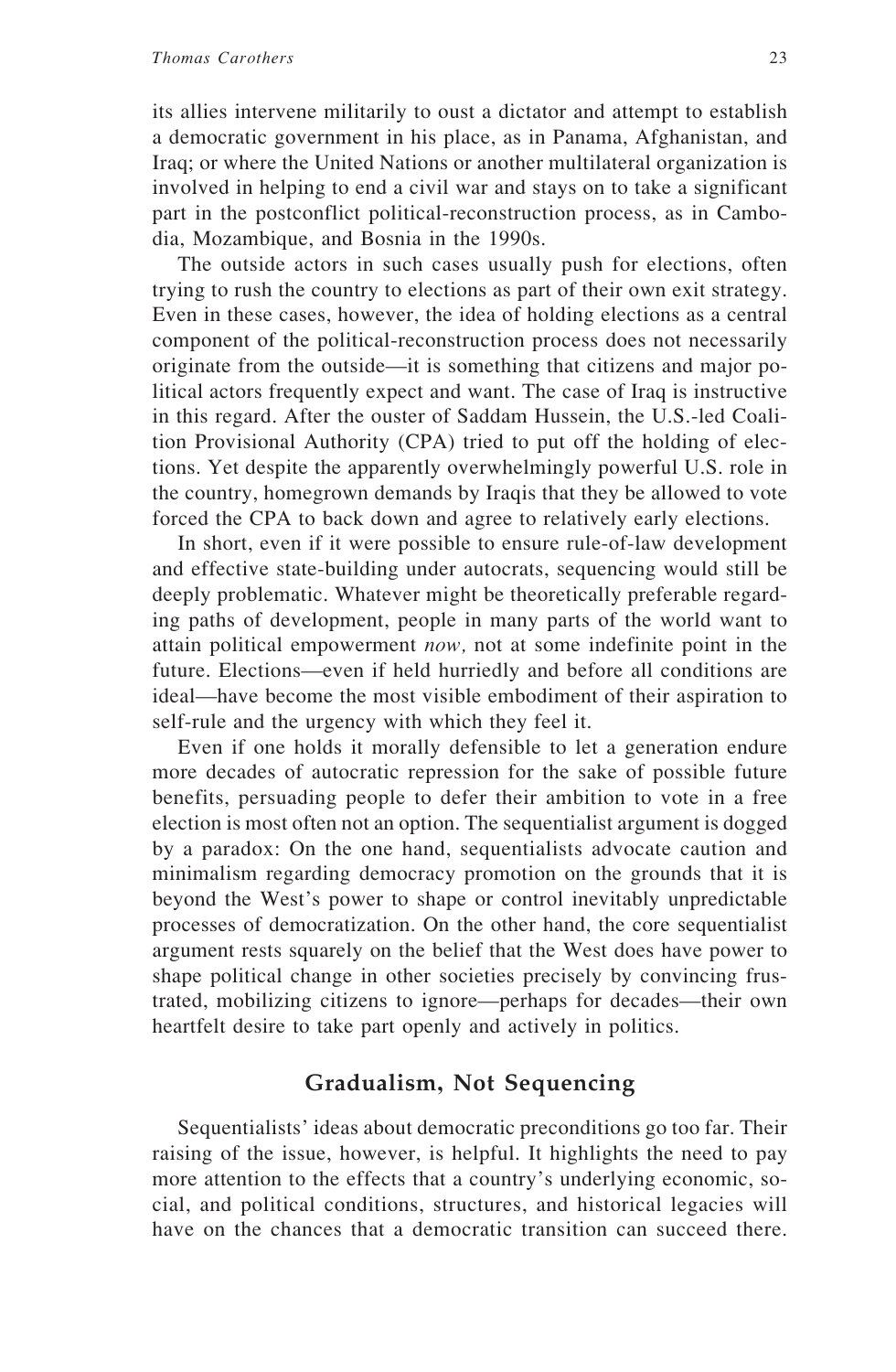its allies intervene militarily to oust a dictator and attempt to establish a democratic government in his place, as in Panama, Afghanistan, and Iraq; or where the United Nations or another multilateral organization is involved in helping to end a civil war and stays on to take a significant part in the postconflict political-reconstruction process, as in Cambodia, Mozambique, and Bosnia in the 1990s.

The outside actors in such cases usually push for elections, often trying to rush the country to elections as part of their own exit strategy. Even in these cases, however, the idea of holding elections as a central component of the political-reconstruction process does not necessarily originate from the outside—it is something that citizens and major political actors frequently expect and want. The case of Iraq is instructive in this regard. After the ouster of Saddam Hussein, the U.S.-led Coalition Provisional Authority (CPA) tried to put off the holding of elections. Yet despite the apparently overwhelmingly powerful U.S. role in the country, homegrown demands by Iraqis that they be allowed to vote forced the CPA to back down and agree to relatively early elections.

In short, even if it were possible to ensure rule-of-law development and effective state-building under autocrats, sequencing would still be deeply problematic. Whatever might be theoretically preferable regarding paths of development, people in many parts of the world want to attain political empowerment *now,* not at some indefinite point in the future. Elections—even if held hurriedly and before all conditions are ideal—have become the most visible embodiment of their aspiration to self-rule and the urgency with which they feel it.

Even if one holds it morally defensible to let a generation endure more decades of autocratic repression for the sake of possible future benefits, persuading people to defer their ambition to vote in a free election is most often not an option. The sequentialist argument is dogged by a paradox: On the one hand, sequentialists advocate caution and minimalism regarding democracy promotion on the grounds that it is beyond the West's power to shape or control inevitably unpredictable processes of democratization. On the other hand, the core sequentialist argument rests squarely on the belief that the West does have power to shape political change in other societies precisely by convincing frustrated, mobilizing citizens to ignore—perhaps for decades—their own heartfelt desire to take part openly and actively in politics.

## Gradualism, Not Sequencing

Sequentialists' ideas about democratic preconditions go too far. Their raising of the issue, however, is helpful. It highlights the need to pay more attention to the effects that a country's underlying economic, social, and political conditions, structures, and historical legacies will have on the chances that a democratic transition can succeed there.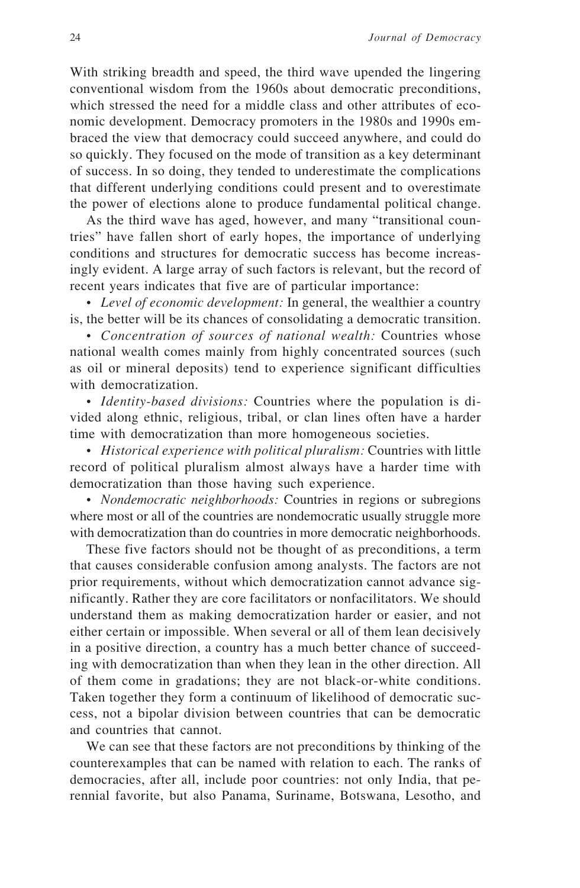With striking breadth and speed, the third wave upended the lingering conventional wisdom from the 1960s about democratic preconditions, which stressed the need for a middle class and other attributes of economic development. Democracy promoters in the 1980s and 1990s embraced the view that democracy could succeed anywhere, and could do so quickly. They focused on the mode of transition as a key determinant of success. In so doing, they tended to underestimate the complications that different underlying conditions could present and to overestimate the power of elections alone to produce fundamental political change.

As the third wave has aged, however, and many "transitional countries" have fallen short of early hopes, the importance of underlying conditions and structures for democratic success has become increasingly evident. A large array of such factors is relevant, but the record of recent years indicates that five are of particular importance:

- *Level of economic development:* In general, the wealthier a country is, the better will be its chances of consolidating a democratic transition.
- *Concentration of sources of national wealth:* Countries whose national wealth comes mainly from highly concentrated sources (such as oil or mineral deposits) tend to experience significant difficulties with democratization.
- *Identity-based divisions:* Countries where the population is divided along ethnic, religious, tribal, or clan lines often have a harder time with democratization than more homogeneous societies.
- *Historical experience with political pluralism:* Countries with little record of political pluralism almost always have a harder time with democratization than those having such experience.
- *Nondemocratic neighborhoods:* Countries in regions or subregions where most or all of the countries are nondemocratic usually struggle more with democratization than do countries in more democratic neighborhoods.

These five factors should not be thought of as preconditions, a term that causes considerable confusion among analysts. The factors are not prior requirements, without which democratization cannot advance significantly. Rather they are core facilitators or nonfacilitators. We should understand them as making democratization harder or easier, and not either certain or impossible. When several or all of them lean decisively in a positive direction, a country has a much better chance of succeeding with democratization than when they lean in the other direction. All of them come in gradations; they are not black-or-white conditions. Taken together they form a continuum of likelihood of democratic success, not a bipolar division between countries that can be democratic and countries that cannot.

We can see that these factors are not preconditions by thinking of the counterexamples that can be named with relation to each. The ranks of democracies, after all, include poor countries: not only India, that perennial favorite, but also Panama, Suriname, Botswana, Lesotho, and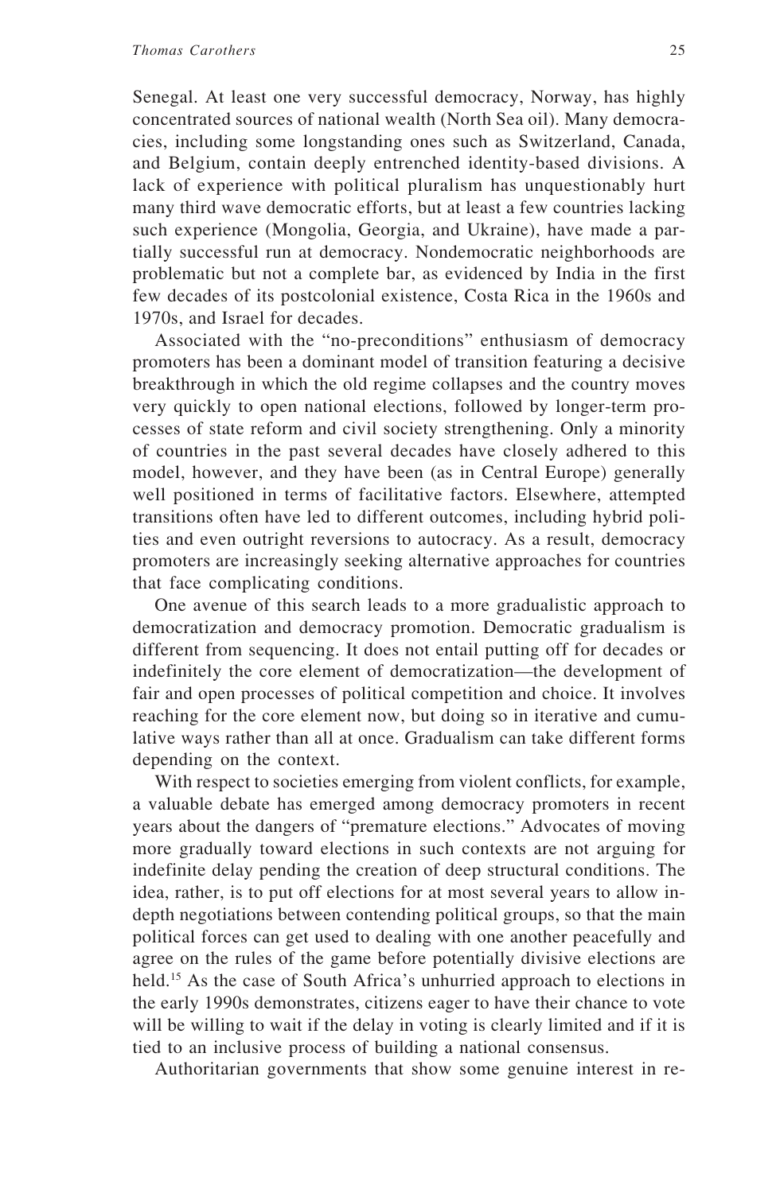Senegal. At least one very successful democracy, Norway, has highly concentrated sources of national wealth (North Sea oil). Many democracies, including some longstanding ones such as Switzerland, Canada, and Belgium, contain deeply entrenched identity-based divisions. A lack of experience with political pluralism has unquestionably hurt many third wave democratic efforts, but at least a few countries lacking such experience (Mongolia, Georgia, and Ukraine), have made a partially successful run at democracy. Nondemocratic neighborhoods are problematic but not a complete bar, as evidenced by India in the first few decades of its postcolonial existence, Costa Rica in the 1960s and 1970s, and Israel for decades.

Associated with the "no-preconditions" enthusiasm of democracy promoters has been a dominant model of transition featuring a decisive breakthrough in which the old regime collapses and the country moves very quickly to open national elections, followed by longer-term processes of state reform and civil society strengthening. Only a minority of countries in the past several decades have closely adhered to this model, however, and they have been (as in Central Europe) generally well positioned in terms of facilitative factors. Elsewhere, attempted transitions often have led to different outcomes, including hybrid polities and even outright reversions to autocracy. As a result, democracy promoters are increasingly seeking alternative approaches for countries that face complicating conditions.

One avenue of this search leads to a more gradualistic approach to democratization and democracy promotion. Democratic gradualism is different from sequencing. It does not entail putting off for decades or indefinitely the core element of democratization—the development of fair and open processes of political competition and choice. It involves reaching for the core element now, but doing so in iterative and cumulative ways rather than all at once. Gradualism can take different forms depending on the context.

With respect to societies emerging from violent conflicts, for example, a valuable debate has emerged among democracy promoters in recent years about the dangers of "premature elections." Advocates of moving more gradually toward elections in such contexts are not arguing for indefinite delay pending the creation of deep structural conditions. The idea, rather, is to put off elections for at most several years to allow in-depth negotiations between contending political groups, so that the main political forces can get used to dealing with one another peacefully and agree on the rules of the game before potentially divisive elections are held.[15] As the case of South Africa's unhurried approach to elections in the early 1990s demonstrates, citizens eager to have their chance to vote will be willing to wait if the delay in voting is clearly limited and if it is tied to an inclusive process of building a national consensus.

Authoritarian governments that show some genuine interest in re-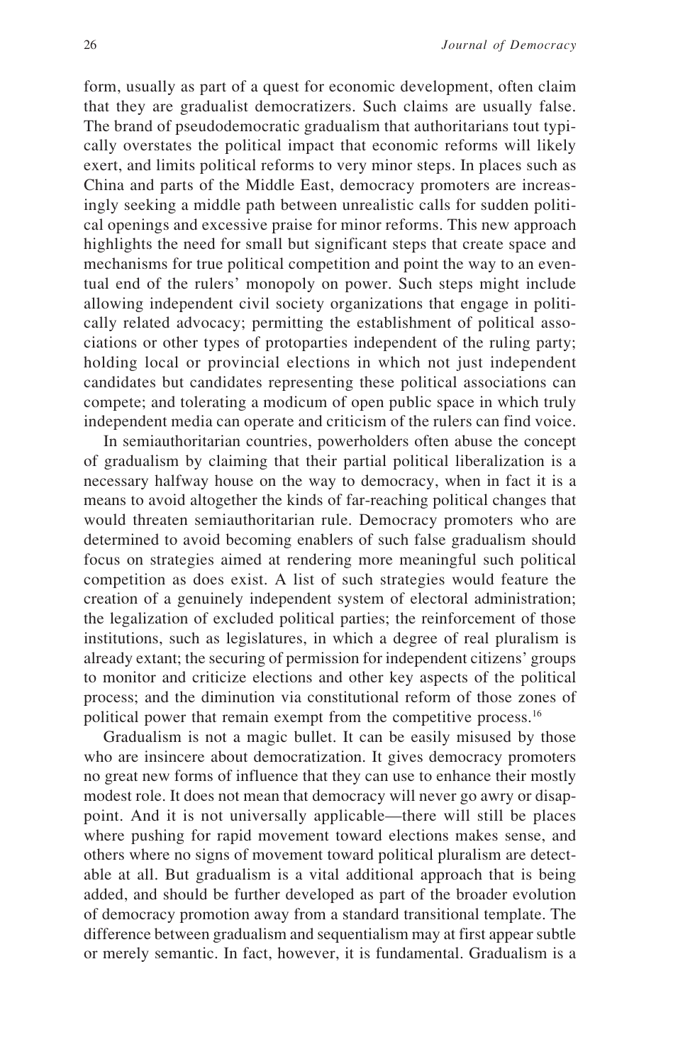form, usually as part of a quest for economic development, often claim that they are gradualist democratizers. Such claims are usually false. The brand of pseudodemocratic gradualism that authoritarians tout typically overstates the political impact that economic reforms will likely exert, and limits political reforms to very minor steps. In places such as China and parts of the Middle East, democracy promoters are increasingly seeking a middle path between unrealistic calls for sudden political openings and excessive praise for minor reforms. This new approach highlights the need for small but significant steps that create space and mechanisms for true political competition and point the way to an eventual end of the rulers' monopoly on power. Such steps might include allowing independent civil society organizations that engage in politically related advocacy; permitting the establishment of political associations or other types of protoparties independent of the ruling party; holding local or provincial elections in which not just independent candidates but candidates representing these political associations can compete; and tolerating a modicum of open public space in which truly independent media can operate and criticism of the rulers can find voice.

In semiauthoritarian countries, powerholders often abuse the concept of gradualism by claiming that their partial political liberalization is a necessary halfway house on the way to democracy, when in fact it is a means to avoid altogether the kinds of far-reaching political changes that would threaten semiauthoritarian rule. Democracy promoters who are determined to avoid becoming enablers of such false gradualism should focus on strategies aimed at rendering more meaningful such political competition as does exist. A list of such strategies would feature the creation of a genuinely independent system of electoral administration; the legalization of excluded political parties; the reinforcement of those institutions, such as legislatures, in which a degree of real pluralism is already extant; the securing of permission for independent citizens' groups to monitor and criticize elections and other key aspects of the political process; and the diminution via constitutional reform of those zones of political power that remain exempt from the competitive process.[16]

Gradualism is not a magic bullet. It can be easily misused by those who are insincere about democratization. It gives democracy promoters no great new forms of influence that they can use to enhance their mostly modest role. It does not mean that democracy will never go awry or disappoint. And it is not universally applicable—there will still be places where pushing for rapid movement toward elections makes sense, and others where no signs of movement toward political pluralism are detectable at all. But gradualism is a vital additional approach that is being added, and should be further developed as part of the broader evolution of democracy promotion away from a standard transitional template. The difference between gradualism and sequentialism may at first appear subtle or merely semantic. In fact, however, it is fundamental. Gradualism is a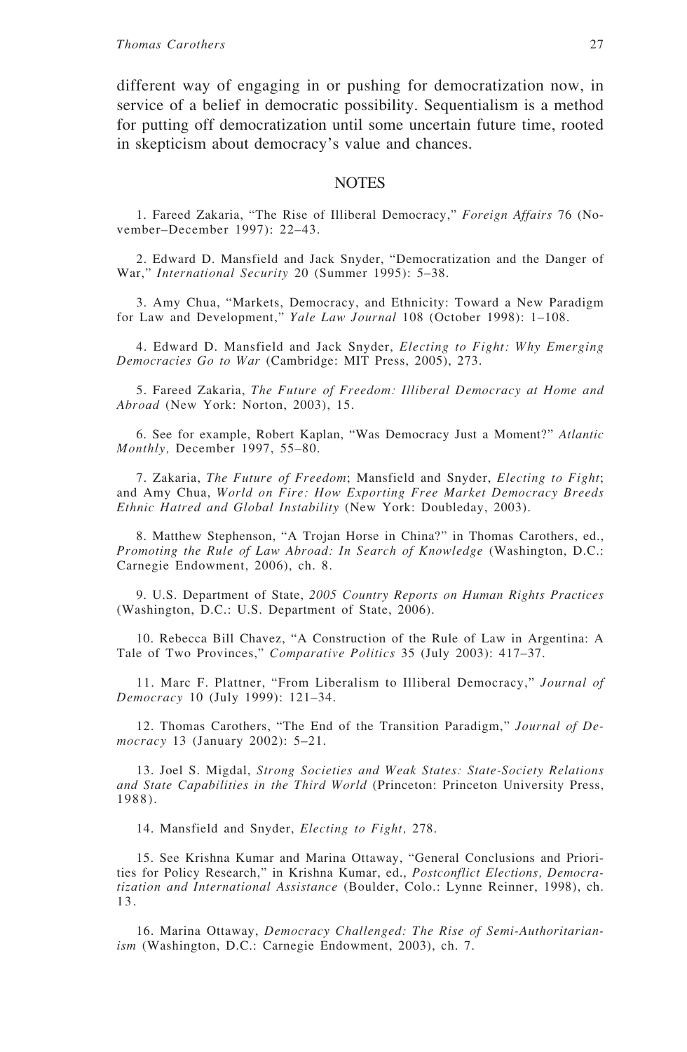different way of engaging in or pushing for democratization now, in service of a belief in democratic possibility. Sequentialism is a method for putting off democratization until some uncertain future time, rooted in skepticism about democracy's value and chances.

## NOTES

1. Fareed Zakaria, "The Rise of Illiberal Democracy," *Foreign Affairs* 76 (November–December 1997): 22–43.

2. Edward D. Mansfield and Jack Snyder, "Democratization and the Danger of War," *International Security* 20 (Summer 1995): 5–38.

3. Amy Chua, "Markets, Democracy, and Ethnicity: Toward a New Paradigm for Law and Development," *Yale Law Journal* 108 (October 1998): 1–108.

4. Edward D. Mansfield and Jack Snyder, *Electing to Fight: Why Emerging Democracies Go to War* (Cambridge: MIT Press, 2005), 273.

5. Fareed Zakaria, *The Future of Freedom: Illiberal Democracy at Home and Abroad* (New York: Norton, 2003), 15.

6. See for example, Robert Kaplan, "Was Democracy Just a Moment?" *Atlantic Monthly,* December 1997, 55–80.

7. Zakaria, *The Future of Freedom*; Mansfield and Snyder, *Electing to Fight*; and Amy Chua, *World on Fire: How Exporting Free Market Democracy Breeds Ethnic Hatred and Global Instability* (New York: Doubleday, 2003).

8. Matthew Stephenson, "A Trojan Horse in China?" in Thomas Carothers, ed., *Promoting the Rule of Law Abroad: In Search of Knowledge* (Washington, D.C.: Carnegie Endowment, 2006), ch. 8.

9. U.S. Department of State, *2005 Country Reports on Human Rights Practices* (Washington, D.C.: U.S. Department of State, 2006).

10. Rebecca Bill Chavez, "A Construction of the Rule of Law in Argentina: A Tale of Two Provinces," *Comparative Politics* 35 (July 2003): 417–37.

11. Marc F. Plattner, "From Liberalism to Illiberal Democracy," *Journal of Democracy* 10 (July 1999): 121–34.

12. Thomas Carothers, "The End of the Transition Paradigm," *Journal of Democracy* 13 (January 2002): 5–21.

13. Joel S. Migdal, *Strong Societies and Weak States: State-Society Relations and State Capabilities in the Third World* (Princeton: Princeton University Press, 1988).

14. Mansfield and Snyder, *Electing to Fight,* 278.

15. See Krishna Kumar and Marina Ottaway, "General Conclusions and Priorities for Policy Research," in Krishna Kumar, ed., *Postconflict Elections, Democratization and International Assistance* (Boulder, Colo.: Lynne Reinner, 1998), ch. 13.

16. Marina Ottaway, *Democracy Challenged: The Rise of Semi-Authoritarianism* (Washington, D.C.: Carnegie Endowment, 2003), ch. 7.